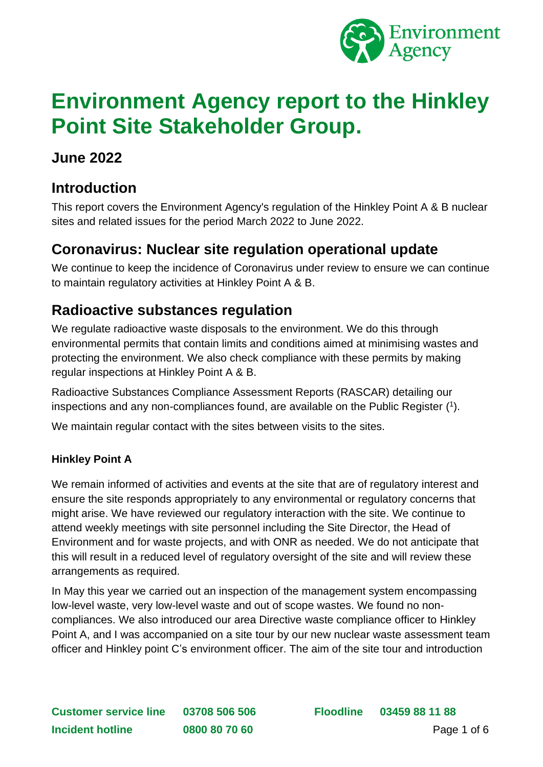# Environment Agency report to the Hinkley Point Site Stakeholder Group.

## June 2022

## Introduction

This report covers the Environment Agency's regulation of the Hinkley Point A & B nuclear sites and related issues for the period March 2022 to June 2022.

## Coronavirus: Nuclear site regulation operational update

We continue to keep the incidence of Coronavirus under review to ensure we can continue to maintain regulatory activities at Hinkley Point A & B.

## Radioactive substances regulation

We regulate radioactive waste disposals to the environment. We do this through environmental permits that contain limits and conditions aimed at minimising wastes and protecting the environment. We also check compliance with these permits by making regular inspections at Hinkley Point A & B.

Radioactive Substances Compliance Assessment Reports (RASCAR) detailing our inspections and any non-compliances found, are available on the Public Register ([1]).

We maintain regular contact with the sites between visits to the sites.

#### Hinkley Point A

We remain informed of activities and events at the site that are of regulatory interest and ensure the site responds appropriately to any environmental or regulatory concerns that might arise. We have reviewed our regulatory interaction with the site. We continue to attend weekly meetings with site personnel including the Site Director, the Head of Environment and for waste projects, and with ONR as needed. We do not anticipate that this will result in a reduced level of regulatory oversight of the site and will review these arrangements as required.

In May this year we carried out an inspection of the management system encompassing low-level waste, very low-level waste and out of scope wastes. We found no non-compliances. We also introduced our area Directive waste compliance officer to Hinkley Point A, and I was accompanied on a site tour by our new nuclear waste assessment team officer and Hinkley point C's environment officer. The aim of the site tour and introduction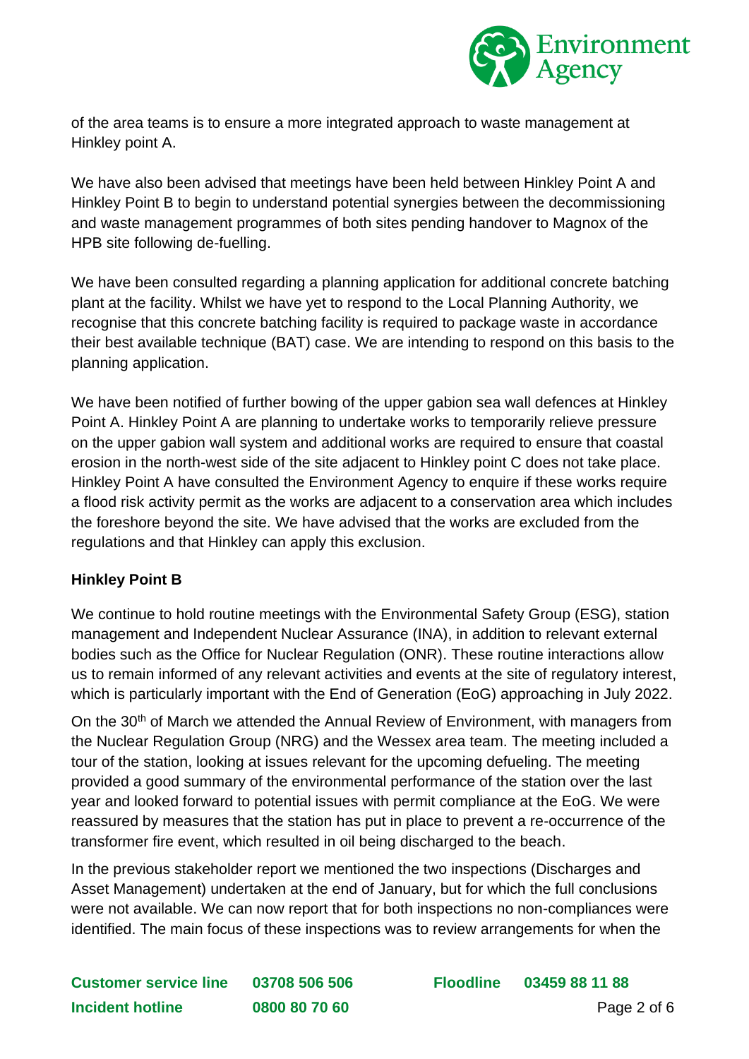of the area teams is to ensure a more integrated approach to waste management at Hinkley point A.

We have also been advised that meetings have been held between Hinkley Point A and Hinkley Point B to begin to understand potential synergies between the decommissioning and waste management programmes of both sites pending handover to Magnox of the HPB site following de-fuelling.

We have been consulted regarding a planning application for additional concrete batching plant at the facility. Whilst we have yet to respond to the Local Planning Authority, we recognise that this concrete batching facility is required to package waste in accordance their best available technique (BAT) case. We are intending to respond on this basis to the planning application.

We have been notified of further bowing of the upper gabion sea wall defences at Hinkley Point A. Hinkley Point A are planning to undertake works to temporarily relieve pressure on the upper gabion wall system and additional works are required to ensure that coastal erosion in the north-west side of the site adjacent to Hinkley point C does not take place. Hinkley Point A have consulted the Environment Agency to enquire if these works require a flood risk activity permit as the works are adjacent to a conservation area which includes the foreshore beyond the site. We have advised that the works are excluded from the regulations and that Hinkley can apply this exclusion.

**Hinkley Point B**

We continue to hold routine meetings with the Environmental Safety Group (ESG), station management and Independent Nuclear Assurance (INA), in addition to relevant external bodies such as the Office for Nuclear Regulation (ONR). These routine interactions allow us to remain informed of any relevant activities and events at the site of regulatory interest, which is particularly important with the End of Generation (EoG) approaching in July 2022.

On the 30th of March we attended the Annual Review of Environment, with managers from the Nuclear Regulation Group (NRG) and the Wessex area team. The meeting included a tour of the station, looking at issues relevant for the upcoming defueling. The meeting provided a good summary of the environmental performance of the station over the last year and looked forward to potential issues with permit compliance at the EoG. We were reassured by measures that the station has put in place to prevent a re-occurrence of the transformer fire event, which resulted in oil being discharged to the beach.

In the previous stakeholder report we mentioned the two inspections (Discharges and Asset Management) undertaken at the end of January, but for which the full conclusions were not available. We can now report that for both inspections no non-compliances were identified. The main focus of these inspections was to review arrangements for when the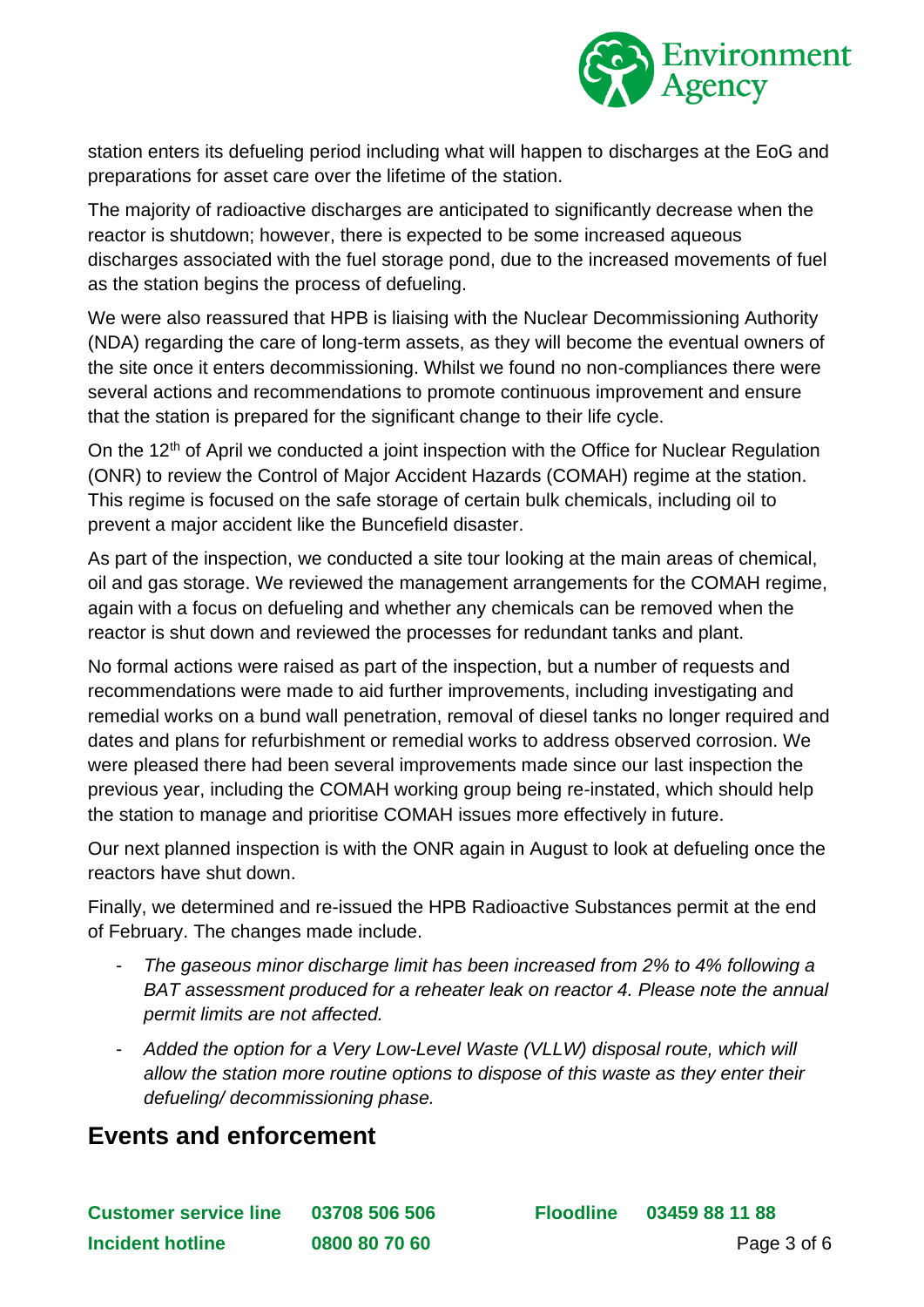station enters its defueling period including what will happen to discharges at the EoG and preparations for asset care over the lifetime of the station.

The majority of radioactive discharges are anticipated to significantly decrease when the reactor is shutdown; however, there is expected to be some increased aqueous discharges associated with the fuel storage pond, due to the increased movements of fuel as the station begins the process of defueling.

We were also reassured that HPB is liaising with the Nuclear Decommissioning Authority (NDA) regarding the care of long-term assets, as they will become the eventual owners of the site once it enters decommissioning. Whilst we found no non-compliances there were several actions and recommendations to promote continuous improvement and ensure that the station is prepared for the significant change to their life cycle.

On the 12th of April we conducted a joint inspection with the Office for Nuclear Regulation (ONR) to review the Control of Major Accident Hazards (COMAH) regime at the station. This regime is focused on the safe storage of certain bulk chemicals, including oil to prevent a major accident like the Buncefield disaster.

As part of the inspection, we conducted a site tour looking at the main areas of chemical, oil and gas storage. We reviewed the management arrangements for the COMAH regime, again with a focus on defueling and whether any chemicals can be removed when the reactor is shut down and reviewed the processes for redundant tanks and plant.

No formal actions were raised as part of the inspection, but a number of requests and recommendations were made to aid further improvements, including investigating and remedial works on a bund wall penetration, removal of diesel tanks no longer required and dates and plans for refurbishment or remedial works to address observed corrosion. We were pleased there had been several improvements made since our last inspection the previous year, including the COMAH working group being re-instated, which should help the station to manage and prioritise COMAH issues more effectively in future.

Our next planned inspection is with the ONR again in August to look at defueling once the reactors have shut down.

Finally, we determined and re-issued the HPB Radioactive Substances permit at the end of February. The changes made include.

- *The gaseous minor discharge limit has been increased from 2% to 4% following a BAT assessment produced for a reheater leak on reactor 4. Please note the annual permit limits are not affected.*
- *Added the option for a Very Low-Level Waste (VLLW) disposal route, which will allow the station more routine options to dispose of this waste as they enter their defueling/ decommissioning phase.*

## Events and enforcement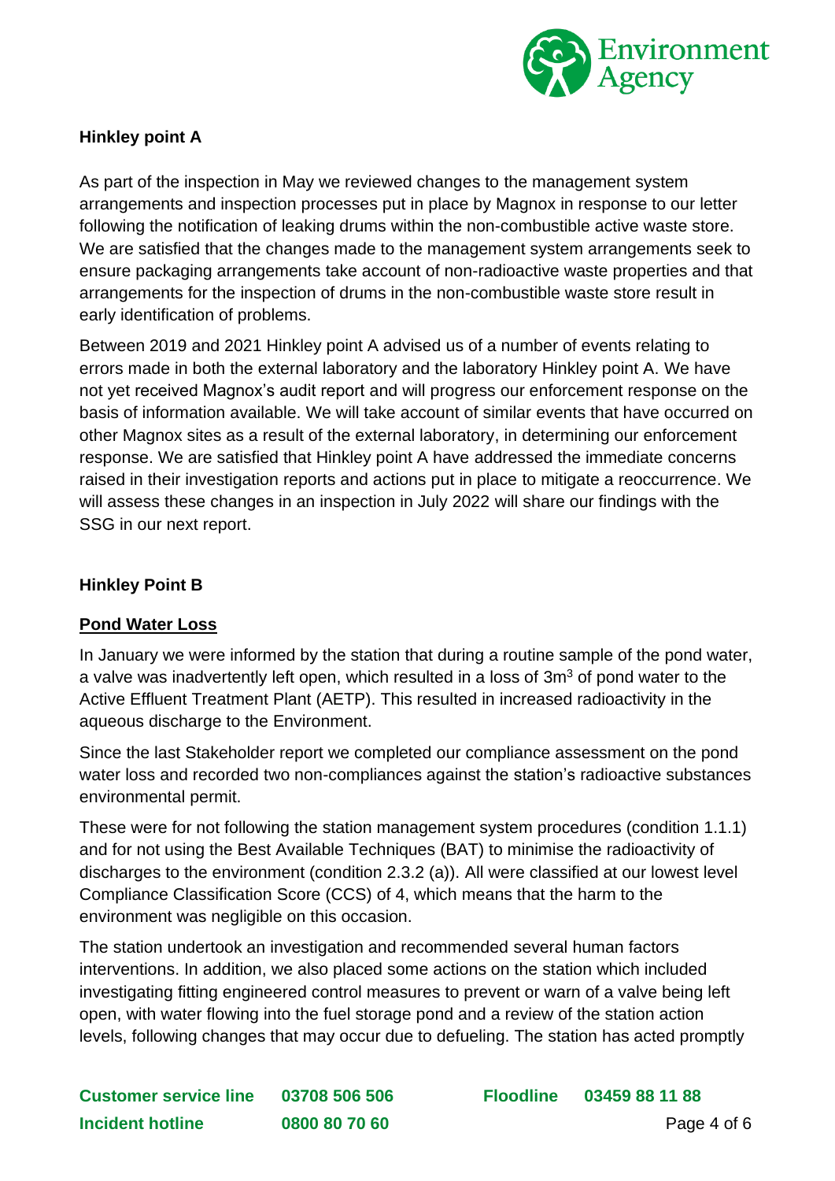## Hinkley point A

As part of the inspection in May we reviewed changes to the management system arrangements and inspection processes put in place by Magnox in response to our letter following the notification of leaking drums within the non-combustible active waste store. We are satisfied that the changes made to the management system arrangements seek to ensure packaging arrangements take account of non-radioactive waste properties and that arrangements for the inspection of drums in the non-combustible waste store result in early identification of problems.

Between 2019 and 2021 Hinkley point A advised us of a number of events relating to errors made in both the external laboratory and the laboratory Hinkley point A. We have not yet received Magnox's audit report and will progress our enforcement response on the basis of information available. We will take account of similar events that have occurred on other Magnox sites as a result of the external laboratory, in determining our enforcement response. We are satisfied that Hinkley point A have addressed the immediate concerns raised in their investigation reports and actions put in place to mitigate a reoccurrence. We will assess these changes in an inspection in July 2022 will share our findings with the SSG in our next report.

## Hinkley Point B

### Pond Water Loss

In January we were informed by the station that during a routine sample of the pond water, a valve was inadvertently left open, which resulted in a loss of $3m^3$ of pond water to the Active Effluent Treatment Plant (AETP). This resulted in increased radioactivity in the aqueous discharge to the Environment.

Since the last Stakeholder report we completed our compliance assessment on the pond water loss and recorded two non-compliances against the station's radioactive substances environmental permit.

These were for not following the station management system procedures (condition 1.1.1) and for not using the Best Available Techniques (BAT) to minimise the radioactivity of discharges to the environment (condition 2.3.2 (a)). All were classified at our lowest level Compliance Classification Score (CCS) of 4, which means that the harm to the environment was negligible on this occasion.

The station undertook an investigation and recommended several human factors interventions. In addition, we also placed some actions on the station which included investigating fitting engineered control measures to prevent or warn of a valve being left open, with water flowing into the fuel storage pond and a review of the station action levels, following changes that may occur due to defueling. The station has acted promptly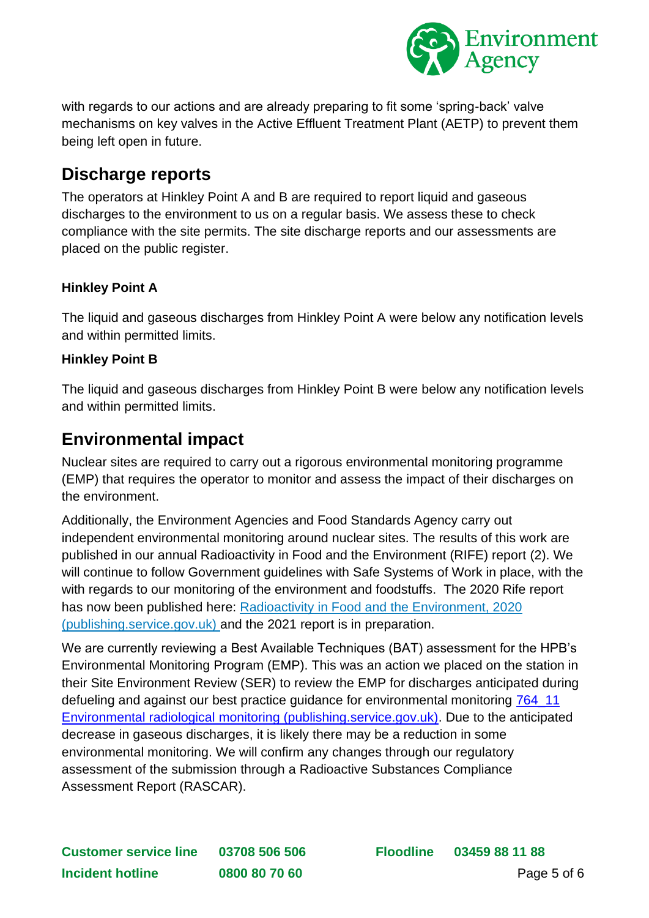with regards to our actions and are already preparing to fit some 'spring-back' valve mechanisms on key valves in the Active Effluent Treatment Plant (AETP) to prevent them being left open in future.

## Discharge reports

The operators at Hinkley Point A and B are required to report liquid and gaseous discharges to the environment to us on a regular basis. We assess these to check compliance with the site permits. The site discharge reports and our assessments are placed on the public register.

**Hinkley Point A**

The liquid and gaseous discharges from Hinkley Point A were below any notification levels and within permitted limits.

**Hinkley Point B**

The liquid and gaseous discharges from Hinkley Point B were below any notification levels and within permitted limits.

## Environmental impact

Nuclear sites are required to carry out a rigorous environmental monitoring programme (EMP) that requires the operator to monitor and assess the impact of their discharges on the environment.

Additionally, the Environment Agencies and Food Standards Agency carry out independent environmental monitoring around nuclear sites. The results of this work are published in our annual Radioactivity in Food and the Environment (RIFE) report (2). We will continue to follow Government guidelines with Safe Systems of Work in place, with the with regards to our monitoring of the environment and foodstuffs. The 2020 Rife report has now been published here: [Radioactivity in Food and the Environment, 2020 (publishing.service.gov.uk)](publishing.service.gov.uk) and the 2021 report is in preparation.

We are currently reviewing a Best Available Techniques (BAT) assessment for the HPB's Environmental Monitoring Program (EMP). This was an action we placed on the station in their Site Environment Review (SER) to review the EMP for discharges anticipated during defueling and against our best practice guidance for environmental monitoring [764_11 Environmental radiological monitoring (publishing.service.gov.uk)](publishing.service.gov.uk). Due to the anticipated decrease in gaseous discharges, it is likely there may be a reduction in some environmental monitoring. We will confirm any changes through our regulatory assessment of the submission through a Radioactive Substances Compliance Assessment Report (RASCAR).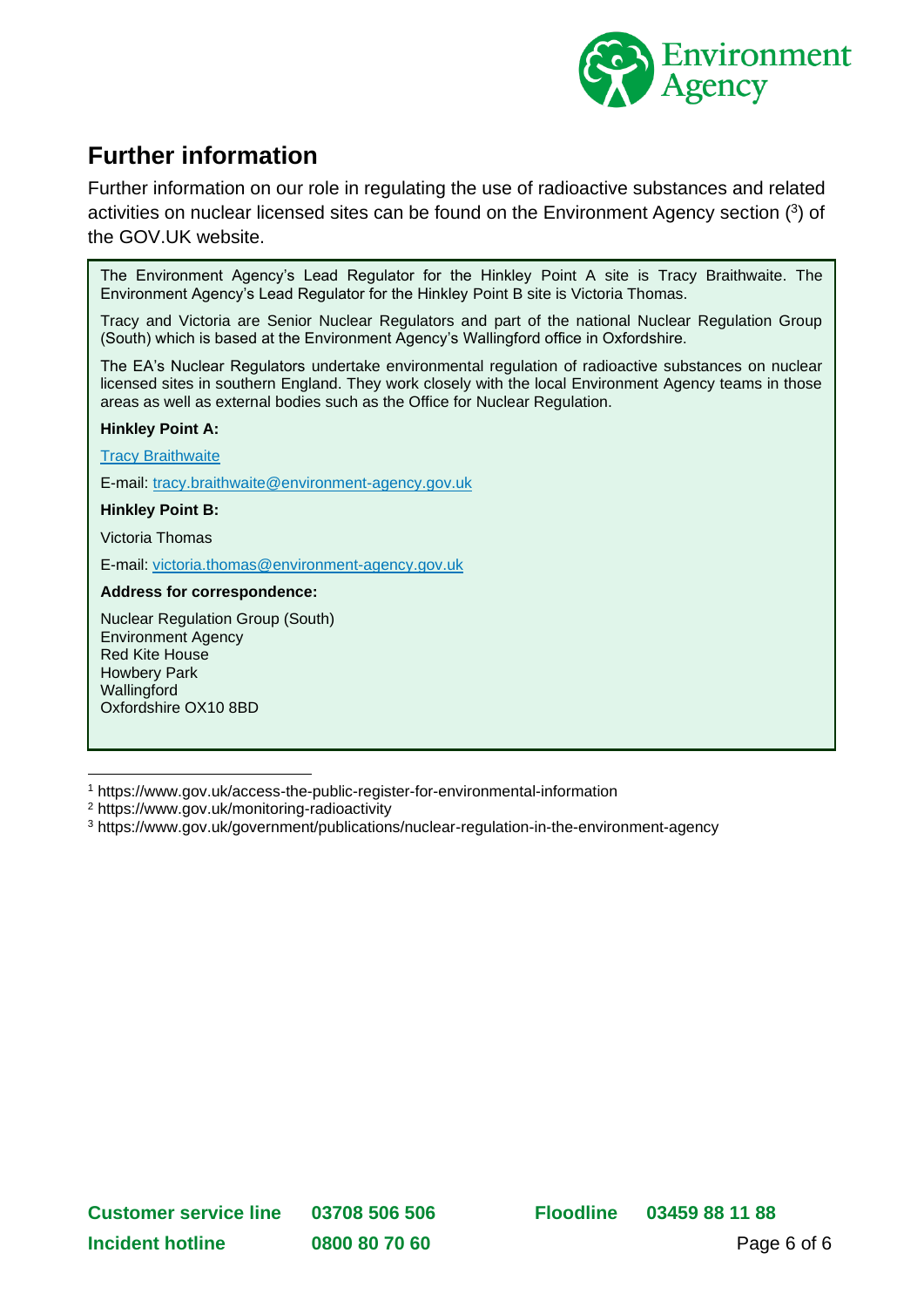## Further information

Further information on our role in regulating the use of radioactive substances and related activities on nuclear licensed sites can be found on the Environment Agency section ([3]) of the GOV.UK website.

The Environment Agency's Lead Regulator for the Hinkley Point A site is Tracy Braithwaite. The Environment Agency's Lead Regulator for the Hinkley Point B site is Victoria Thomas.

Tracy and Victoria are Senior Nuclear Regulators and part of the national Nuclear Regulation Group (South) which is based at the Environment Agency's Wallingford office in Oxfordshire.

The EA's Nuclear Regulators undertake environmental regulation of radioactive substances on nuclear licensed sites in southern England. They work closely with the local Environment Agency teams in those areas as well as external bodies such as the Office for Nuclear Regulation.

**Hinkley Point A:**

Tracy Braithwaite

E-mail: tracy.braithwaite@environment-agency.gov.uk

**Hinkley Point B:**

Victoria Thomas

E-mail: victoria.thomas@environment-agency.gov.uk

**Address for correspondence:**

Nuclear Regulation Group (South)
Environment Agency
Red Kite House
Howbery Park
Wallingford
Oxfordshire OX10 8BD

---

[1] https://www.gov.uk/access-the-public-register-for-environmental-information

[2] https://www.gov.uk/monitoring-radioactivity

[3] https://www.gov.uk/government/publications/nuclear-regulation-in-the-environment-agency

**Customer service line** **03708 506 506** **Floodline** **03459 88 11 88**

**Incident hotline** **0800 80 70 60**